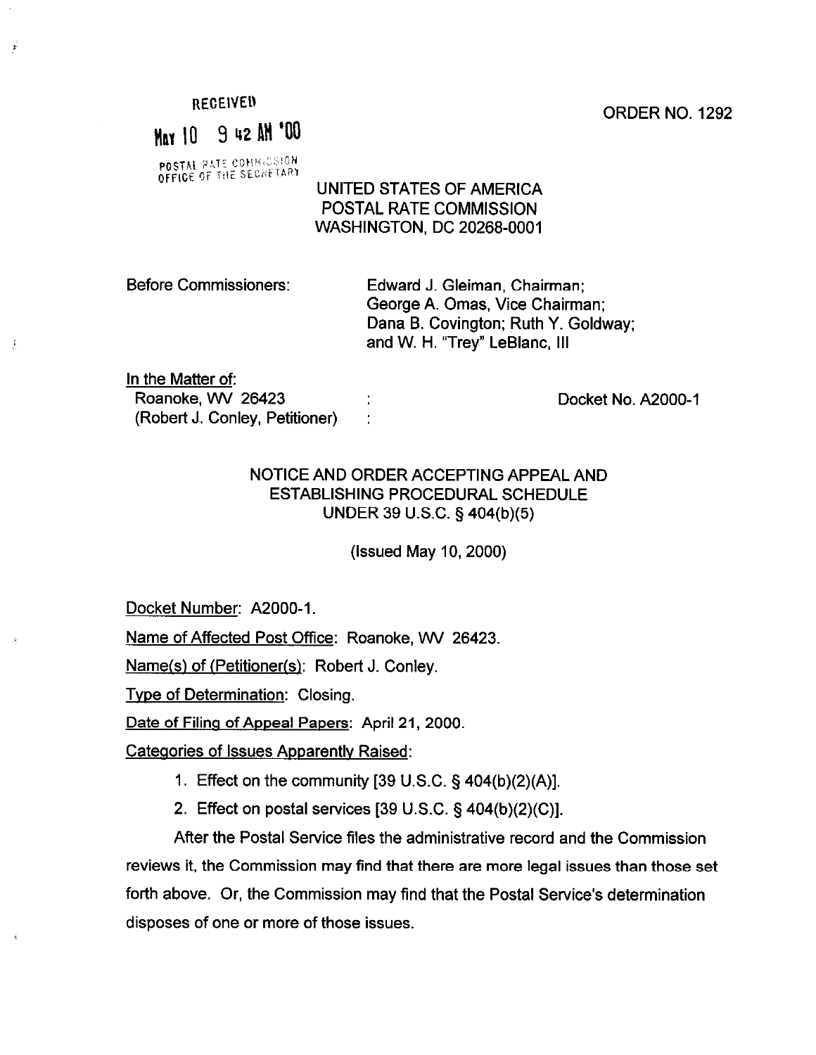RECEIVED

MAY 10 9 42 AM '00

POSTAL RATE COMMISSION
OFFICE OF THE SECRETARY

ORDER NO. 1292

UNITED STATES OF AMERICA
POSTAL RATE COMMISSION
WASHINGTON, DC 20268-0001

Before Commissioners: Edward J. Gleiman, Chairman;
George A. Omas, Vice Chairman;
Dana B. Covington; Ruth Y. Goldway;
and W. H. "Trey" LeBlanc, III

In the Matter of:
Roanoke, WV 26423 :
(Robert J. Conley, Petitioner) :

Docket No. A2000-1

NOTICE AND ORDER ACCEPTING APPEAL AND
ESTABLISHING PROCEDURAL SCHEDULE
UNDER 39 U.S.C. § 404(b)(5)

(Issued May 10, 2000)

Docket Number: A2000-1.

Name of Affected Post Office: Roanoke, WV 26423.

Name(s) of (Petitioner(s): Robert J. Conley.

Type of Determination: Closing.

Date of Filing of Appeal Papers: April 21, 2000.

Categories of Issues Apparently Raised:

1. Effect on the community [39 U.S.C. § 404(b)(2)(A)].
2. Effect on postal services [39 U.S.C. § 404(b)(2)(C)].

After the Postal Service files the administrative record and the Commission reviews it, the Commission may find that there are more legal issues than those set forth above. Or, the Commission may find that the Postal Service's determination disposes of one or more of those issues.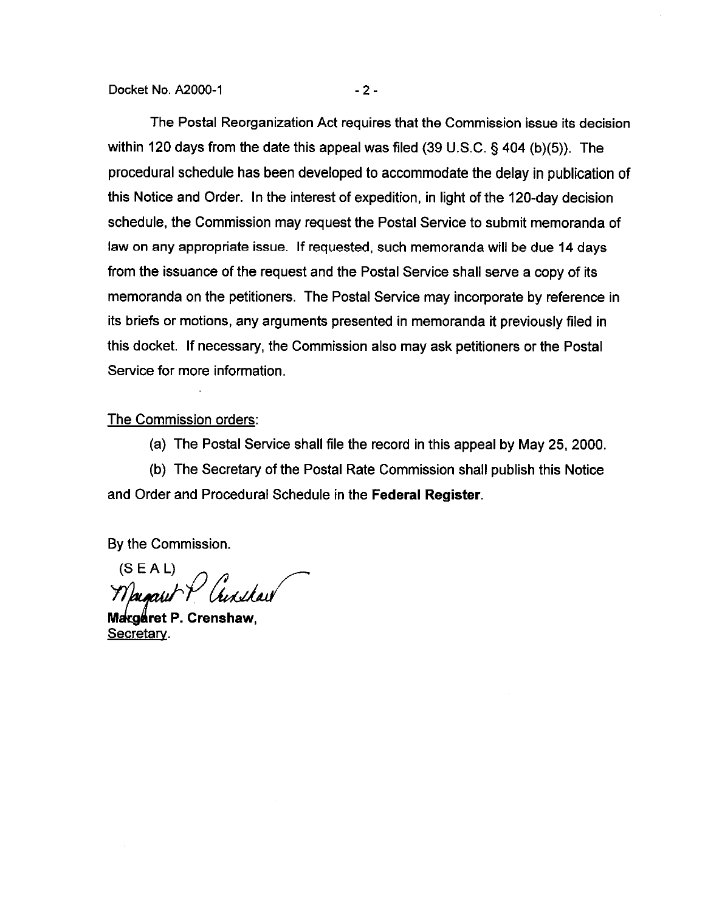The Postal Reorganization Act requires that the Commission issue its decision within 120 days from the date this appeal was filed (39 U.S.C. § 404 (b)(5)). The procedural schedule has been developed to accommodate the delay in publication of this Notice and Order. In the interest of expedition, in light of the 120-day decision schedule, the Commission may request the Postal Service to submit memoranda of law on any appropriate issue. If requested, such memoranda will be due 14 days from the issuance of the request and the Postal Service shall serve a copy of its memoranda on the petitioners. The Postal Service may incorporate by reference in its briefs or motions, any arguments presented in memoranda it previously filed in this docket. If necessary, the Commission also may ask petitioners or the Postal Service for more information.

<u>The Commission orders</u>:

(a) The Postal Service shall file the record in this appeal by May 25, 2000.

(b) The Secretary of the Postal Rate Commission shall publish this Notice and Order and Procedural Schedule in the **Federal Register**.

By the Commission.

(S E A L)

**Margaret P. Crenshaw,**
<u>Secretary</u>.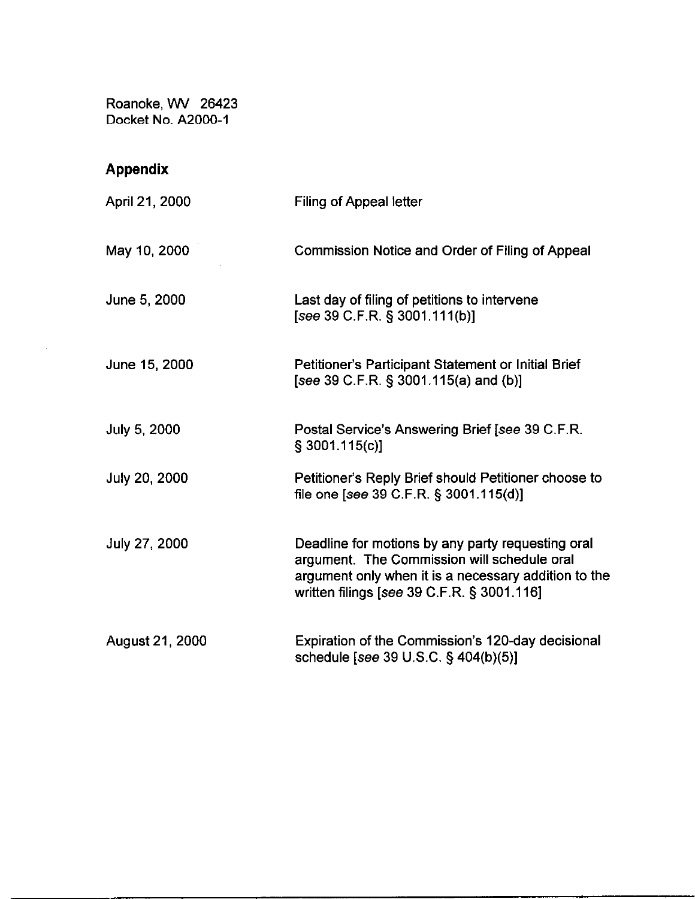Roanoke, WV 26423
Docket No. A2000-1

## Appendix

| | |
|---|---|
| April 21, 2000 | Filing of Appeal letter |
| May 10, 2000 | Commission Notice and Order of Filing of Appeal |
| June 5, 2000 | Last day of filing of petitions to intervene [*see* 39 C.F.R. § 3001.111(b)] |
| June 15, 2000 | Petitioner's Participant Statement or Initial Brief [*see* 39 C.F.R. § 3001.115(a) and (b)] |
| July 5, 2000 | Postal Service's Answering Brief [*see* 39 C.F.R. § 3001.115(c)] |
| July 20, 2000 | Petitioner's Reply Brief should Petitioner choose to file one [*see* 39 C.F.R. § 3001.115(d)] |
| July 27, 2000 | Deadline for motions by any party requesting oral argument. The Commission will schedule oral argument only when it is a necessary addition to the written filings [*see* 39 C.F.R. § 3001.116] |
| August 21, 2000 | Expiration of the Commission's 120-day decisional schedule [*see* 39 U.S.C. § 404(b)(5)] |